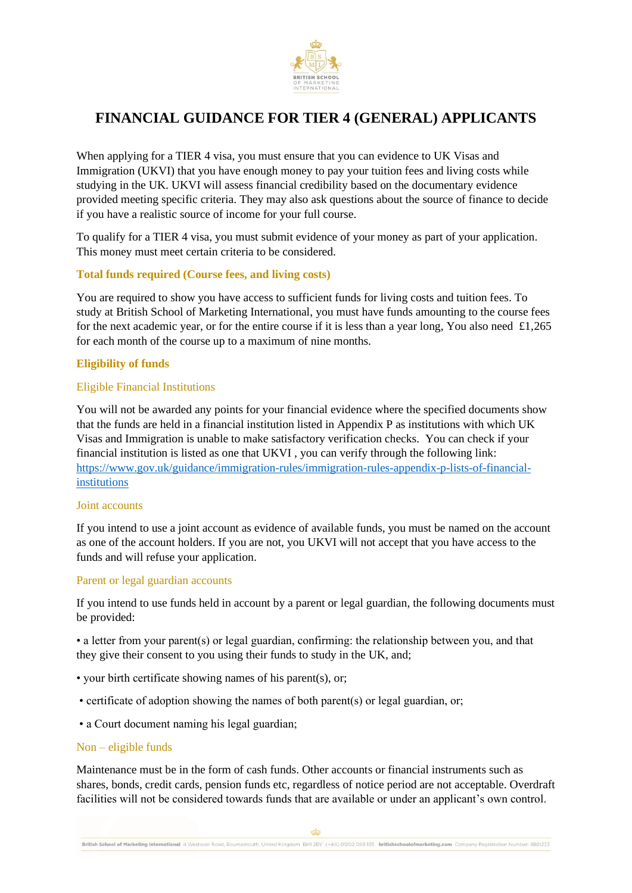# FINANCIAL GUIDANCE FOR TIER 4 (GENERAL) APPLICANTS

When applying for a TIER 4 visa, you must ensure that you can evidence to UK Visas and Immigration (UKVI) that you have enough money to pay your tuition fees and living costs while studying in the UK. UKVI will assess financial credibility based on the documentary evidence provided meeting specific criteria. They may also ask questions about the source of finance to decide if you have a realistic source of income for your full course.

To qualify for a TIER 4 visa, you must submit evidence of your money as part of your application. This money must meet certain criteria to be considered.

## Total funds required (Course fees, and living costs)

You are required to show you have access to sufficient funds for living costs and tuition fees. To study at British School of Marketing International, you must have funds amounting to the course fees for the next academic year, or for the entire course if it is less than a year long, You also need £1,265 for each month of the course up to a maximum of nine months.

## Eligibility of funds

### Eligible Financial Institutions

You will not be awarded any points for your financial evidence where the specified documents show that the funds are held in a financial institution listed in Appendix P as institutions with which UK Visas and Immigration is unable to make satisfactory verification checks. You can check if your financial institution is listed as one that UKVI , you can verify through the following link: https://www.gov.uk/guidance/immigration-rules/immigration-rules-appendix-p-lists-of-financial-institutions

### Joint accounts

If you intend to use a joint account as evidence of available funds, you must be named on the account as one of the account holders. If you are not, you UKVI will not accept that you have access to the funds and will refuse your application.

### Parent or legal guardian accounts

If you intend to use funds held in account by a parent or legal guardian, the following documents must be provided:

- a letter from your parent(s) or legal guardian, confirming: the relationship between you, and that they give their consent to you using their funds to study in the UK, and;
- your birth certificate showing names of his parent(s), or;
- certificate of adoption showing the names of both parent(s) or legal guardian, or;
- a Court document naming his legal guardian;

### Non – eligible funds

Maintenance must be in the form of cash funds. Other accounts or financial instruments such as shares, bonds, credit cards, pension funds etc, regardless of notice period are not acceptable. Overdraft facilities will not be considered towards funds that are available or under an applicant's own control.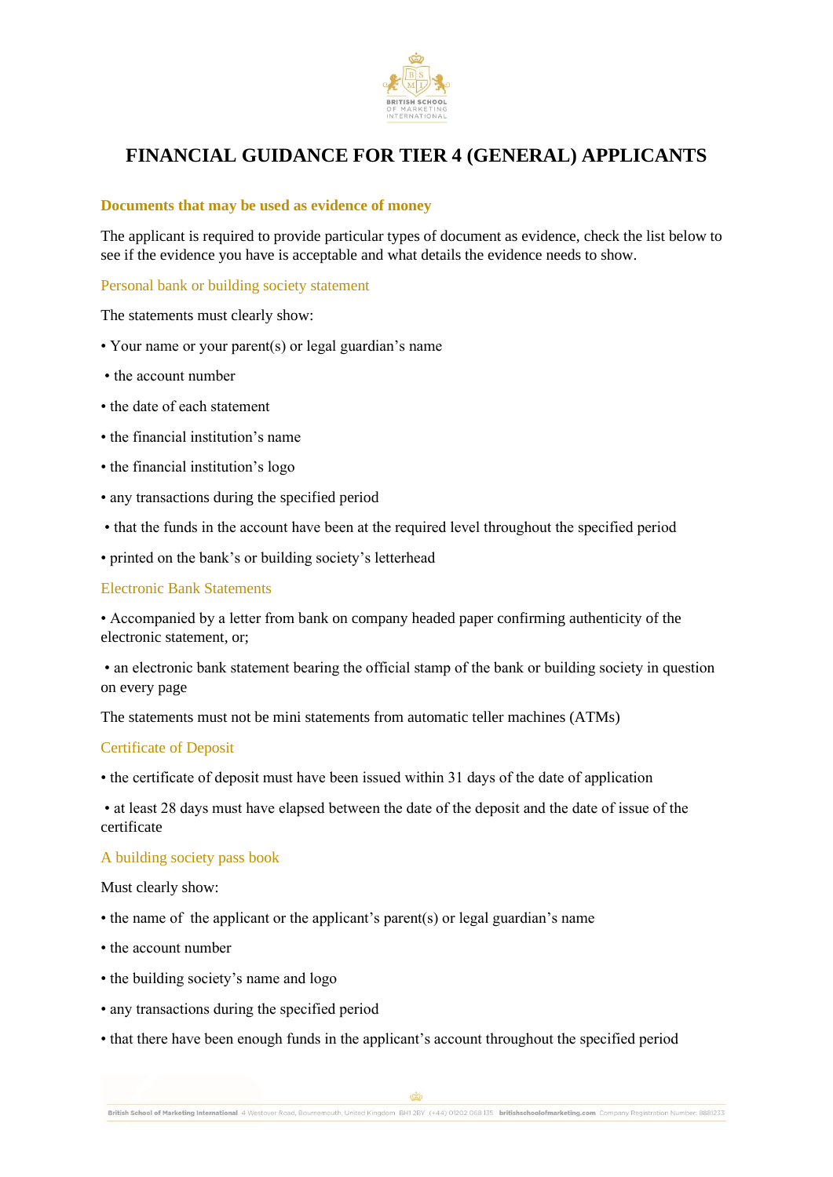# FINANCIAL GUIDANCE FOR TIER 4 (GENERAL) APPLICANTS

## Documents that may be used as evidence of money

The applicant is required to provide particular types of document as evidence, check the list below to see if the evidence you have is acceptable and what details the evidence needs to show.

### Personal bank or building society statement

The statements must clearly show:

- Your name or your parent(s) or legal guardian's name
- the account number
- the date of each statement
- the financial institution's name
- the financial institution's logo
- any transactions during the specified period
- that the funds in the account have been at the required level throughout the specified period
- printed on the bank's or building society's letterhead

### Electronic Bank Statements

- Accompanied by a letter from bank on company headed paper confirming authenticity of the electronic statement, or;
- an electronic bank statement bearing the official stamp of the bank or building society in question on every page

The statements must not be mini statements from automatic teller machines (ATMs)

### Certificate of Deposit

- the certificate of deposit must have been issued within 31 days of the date of application
- at least 28 days must have elapsed between the date of the deposit and the date of issue of the certificate

### A building society pass book

Must clearly show:

- the name of the applicant or the applicant's parent(s) or legal guardian's name
- the account number
- the building society's name and logo
- any transactions during the specified period
- that there have been enough funds in the applicant's account throughout the specified period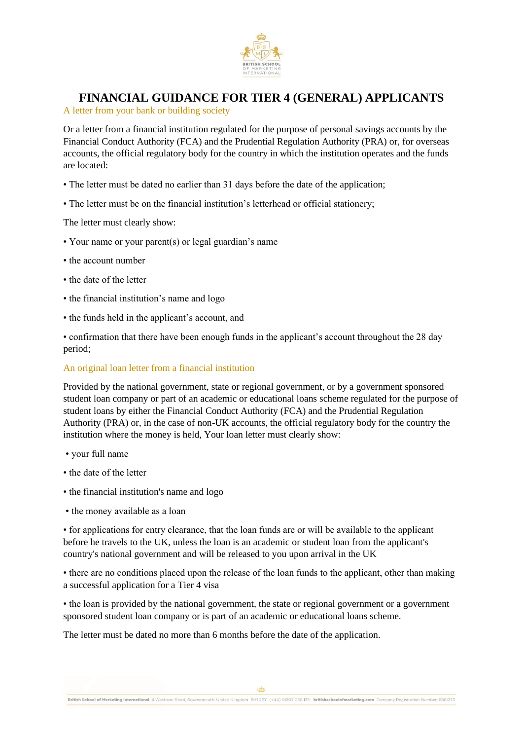# FINANCIAL GUIDANCE FOR TIER 4 (GENERAL) APPLICANTS

## A letter from your bank or building society

Or a letter from a financial institution regulated for the purpose of personal savings accounts by the Financial Conduct Authority (FCA) and the Prudential Regulation Authority (PRA) or, for overseas accounts, the official regulatory body for the country in which the institution operates and the funds are located:

- The letter must be dated no earlier than 31 days before the date of the application;
- The letter must be on the financial institution's letterhead or official stationery;

The letter must clearly show:

- Your name or your parent(s) or legal guardian's name
- the account number
- the date of the letter
- the financial institution's name and logo
- the funds held in the applicant's account, and
- confirmation that there have been enough funds in the applicant's account throughout the 28 day period;

## An original loan letter from a financial institution

Provided by the national government, state or regional government, or by a government sponsored student loan company or part of an academic or educational loans scheme regulated for the purpose of student loans by either the Financial Conduct Authority (FCA) and the Prudential Regulation Authority (PRA) or, in the case of non-UK accounts, the official regulatory body for the country the institution where the money is held, Your loan letter must clearly show:

- your full name
- the date of the letter
- the financial institution's name and logo
- the money available as a loan
- for applications for entry clearance, that the loan funds are or will be available to the applicant before he travels to the UK, unless the loan is an academic or student loan from the applicant's country's national government and will be released to you upon arrival in the UK
- there are no conditions placed upon the release of the loan funds to the applicant, other than making a successful application for a Tier 4 visa
- the loan is provided by the national government, the state or regional government or a government sponsored student loan company or is part of an academic or educational loans scheme.

The letter must be dated no more than 6 months before the date of the application.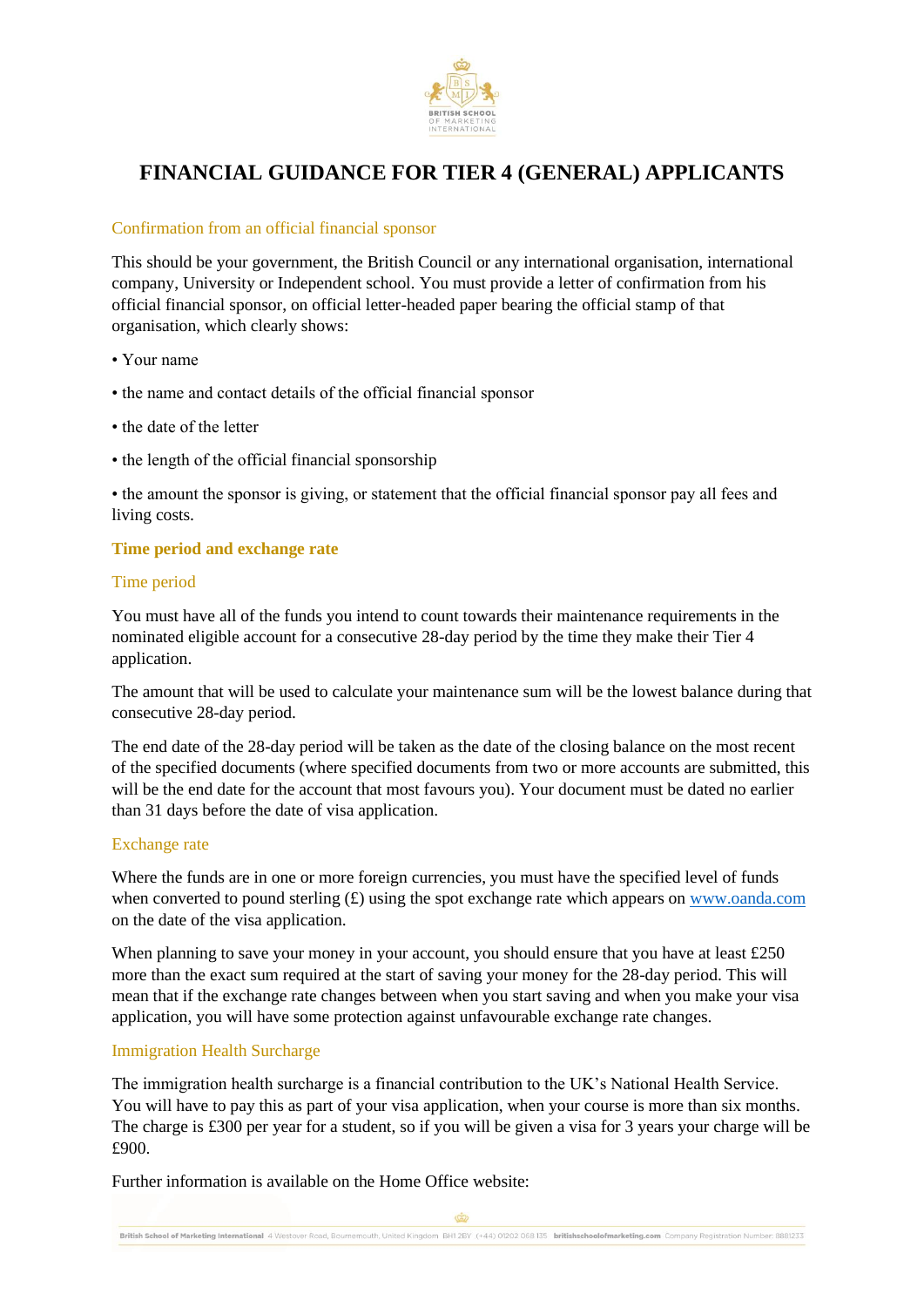# FINANCIAL GUIDANCE FOR TIER 4 (GENERAL) APPLICANTS

### Confirmation from an official financial sponsor

This should be your government, the British Council or any international organisation, international company, University or Independent school. You must provide a letter of confirmation from his official financial sponsor, on official letter-headed paper bearing the official stamp of that organisation, which clearly shows:

• Your name

• the name and contact details of the official financial sponsor

• the date of the letter

• the length of the official financial sponsorship

• the amount the sponsor is giving, or statement that the official financial sponsor pay all fees and living costs.

## Time period and exchange rate

### Time period

You must have all of the funds you intend to count towards their maintenance requirements in the nominated eligible account for a consecutive 28-day period by the time they make their Tier 4 application.

The amount that will be used to calculate your maintenance sum will be the lowest balance during that consecutive 28-day period.

The end date of the 28-day period will be taken as the date of the closing balance on the most recent of the specified documents (where specified documents from two or more accounts are submitted, this will be the end date for the account that most favours you). Your document must be dated no earlier than 31 days before the date of visa application.

### Exchange rate

Where the funds are in one or more foreign currencies, you must have the specified level of funds when converted to pound sterling (£) using the spot exchange rate which appears on [www.oanda.com](www.oanda.com) on the date of the visa application.

When planning to save your money in your account, you should ensure that you have at least £250 more than the exact sum required at the start of saving your money for the 28-day period. This will mean that if the exchange rate changes between when you start saving and when you make your visa application, you will have some protection against unfavourable exchange rate changes.

### Immigration Health Surcharge

The immigration health surcharge is a financial contribution to the UK's National Health Service. You will have to pay this as part of your visa application, when your course is more than six months. The charge is £300 per year for a student, so if you will be given a visa for 3 years your charge will be £900.

Further information is available on the Home Office website: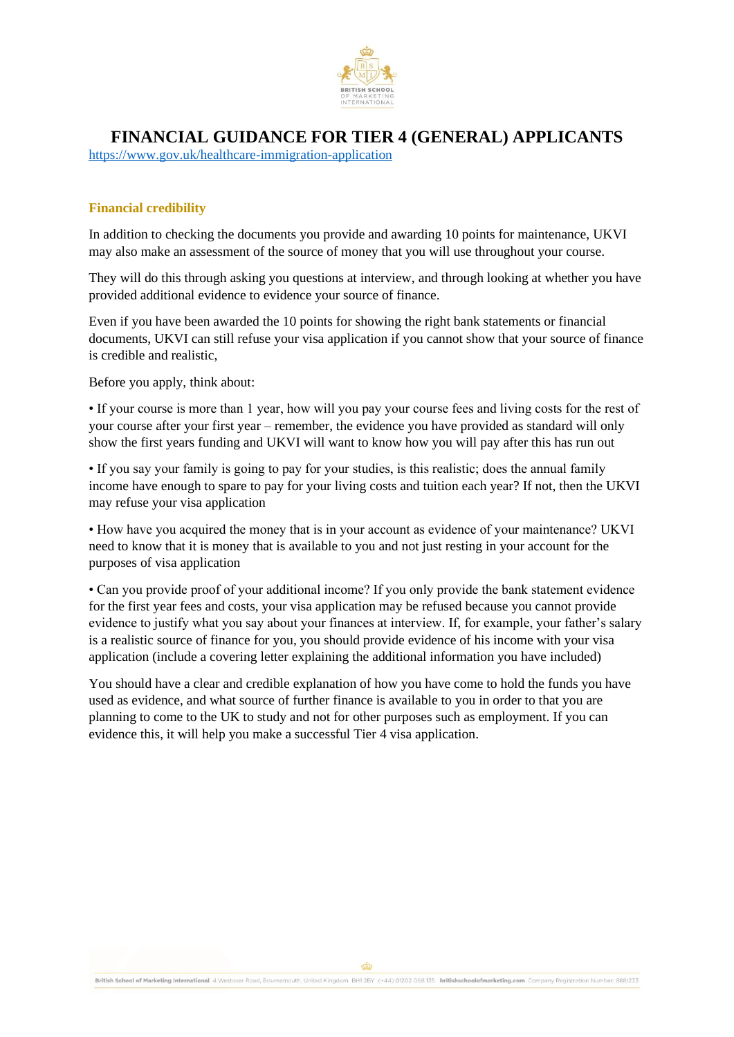# FINANCIAL GUIDANCE FOR TIER 4 (GENERAL) APPLICANTS

https://www.gov.uk/healthcare-immigration-application

## Financial credibility

In addition to checking the documents you provide and awarding 10 points for maintenance, UKVI may also make an assessment of the source of money that you will use throughout your course.

They will do this through asking you questions at interview, and through looking at whether you have provided additional evidence to evidence your source of finance.

Even if you have been awarded the 10 points for showing the right bank statements or financial documents, UKVI can still refuse your visa application if you cannot show that your source of finance is credible and realistic,

Before you apply, think about:

• If your course is more than 1 year, how will you pay your course fees and living costs for the rest of your course after your first year – remember, the evidence you have provided as standard will only show the first years funding and UKVI will want to know how you will pay after this has run out

• If you say your family is going to pay for your studies, is this realistic; does the annual family income have enough to spare to pay for your living costs and tuition each year? If not, then the UKVI may refuse your visa application

• How have you acquired the money that is in your account as evidence of your maintenance? UKVI need to know that it is money that is available to you and not just resting in your account for the purposes of visa application

• Can you provide proof of your additional income? If you only provide the bank statement evidence for the first year fees and costs, your visa application may be refused because you cannot provide evidence to justify what you say about your finances at interview. If, for example, your father's salary is a realistic source of finance for you, you should provide evidence of his income with your visa application (include a covering letter explaining the additional information you have included)

You should have a clear and credible explanation of how you have come to hold the funds you have used as evidence, and what source of further finance is available to you in order to that you are planning to come to the UK to study and not for other purposes such as employment. If you can evidence this, it will help you make a successful Tier 4 visa application.